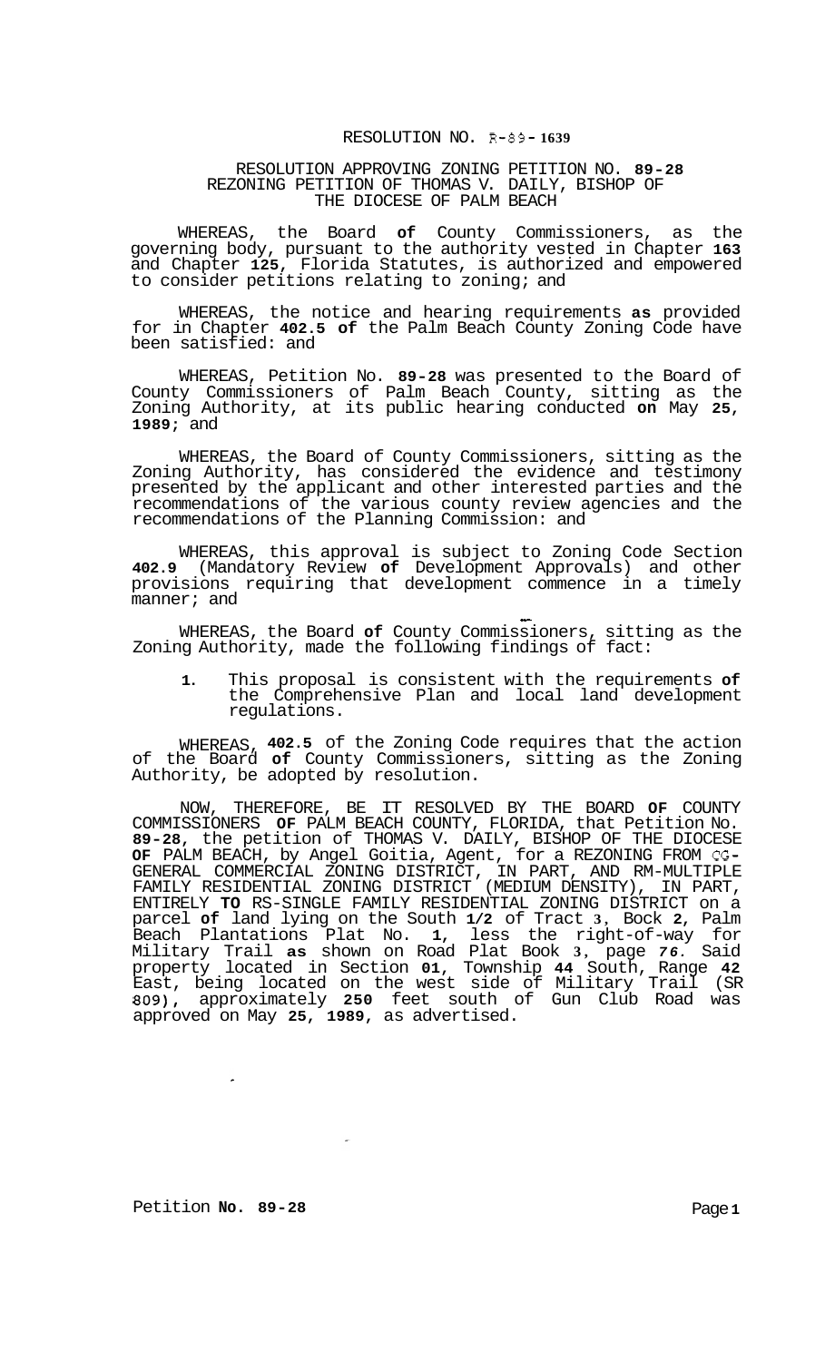RESOLUTION NO. R-89-1639

RESOLUTION APPROVING ZONING PETITION NO. 89-28
REZONING PETITION OF THOMAS V. DAILY, BISHOP OF
THE DIOCESE OF PALM BEACH

WHEREAS, the Board of County Commissioners, as the governing body, pursuant to the authority vested in Chapter 163 and Chapter 125, Florida Statutes, is authorized and empowered to consider petitions relating to zoning; and

WHEREAS, the notice and hearing requirements as provided for in Chapter 402.5 of the Palm Beach County Zoning Code have been satisfied: and

WHEREAS, Petition No. 89-28 was presented to the Board of County Commissioners of Palm Beach County, sitting as the Zoning Authority, at its public hearing conducted on May 25, 1989; and

WHEREAS, the Board of County Commissioners, sitting as the Zoning Authority, has considered the evidence and testimony presented by the applicant and other interested parties and the recommendations of the various county review agencies and the recommendations of the Planning Commission: and

WHEREAS, this approval is subject to Zoning Code Section 402.9 (Mandatory Review of Development Approvals) and other provisions requiring that development commence in a timely manner; and

WHEREAS, the Board of County Commissioners, sitting as the Zoning Authority, made the following findings of fact:

1. This proposal is consistent with the requirements of the Comprehensive Plan and local land development regulations.

WHEREAS, 402.5 of the Zoning Code requires that the action of the Board of County Commissioners, sitting as the Zoning Authority, be adopted by resolution.

NOW, THEREFORE, BE IT RESOLVED BY THE BOARD OF COUNTY COMMISSIONERS OF PALM BEACH COUNTY, FLORIDA, that Petition No. 89-28, the petition of THOMAS V. DAILY, BISHOP OF THE DIOCESE OF PALM BEACH, by Angel Goitia, Agent, for a REZONING FROM CG-GENERAL COMMERCIAL ZONING DISTRICT, IN PART, AND RM-MULTIPLE FAMILY RESIDENTIAL ZONING DISTRICT (MEDIUM DENSITY), IN PART, ENTIRELY TO RS-SINGLE FAMILY RESIDENTIAL ZONING DISTRICT on a parcel of land lying on the South 1/2 of Tract 3, Bock 2, Palm Beach Plantations Plat No. 1, less the right-of-way for Military Trail as shown on Road Plat Book 3, page 76. Said property located in Section 01, Township 44 South, Range 42 East, being located on the west side of Military Trail (SR 809), approximately 250 feet south of Gun Club Road was approved on May 25, 1989, as advertised.

Petition No. 89-28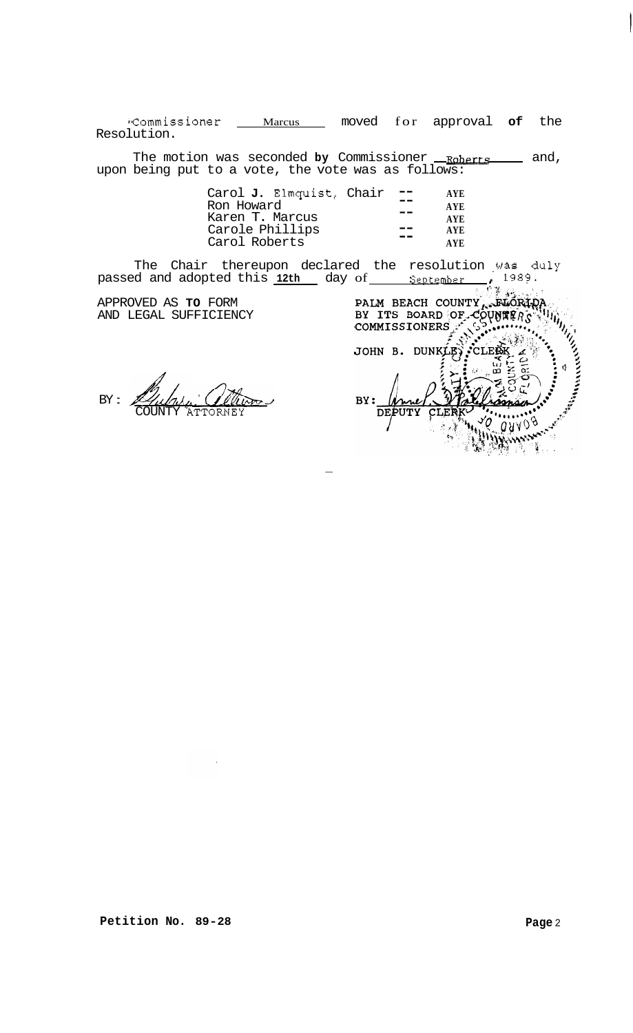Commissioner Marcus moved for approval of the Resolution.

The motion was seconded by Commissioner Roberts and, upon being put to a vote, the vote was as follows:

| | | |
|---|---|---|
| Carol J. Elmquist, Chair | -- | AYE |
| Ron Howard | -- | AYE |
| Karen T. Marcus | -- | AYE |
| Carole Phillips | -- | AYE |
| Carol Roberts | -- | AYE |

The Chair thereupon declared the resolution was duly passed and adopted this 12th day of September, 1989.

APPROVED AS TO FORM AND LEGAL SUFFICIENCY

BY: COUNTY ATTORNEY

PALM BEACH COUNTY, FLORIDA BY ITS BOARD OF COUNTY COMMISSIONERS

JOHN B. DUNKLE, CLERK

BY: DEPUTY CLERK

Petition No. 89-28